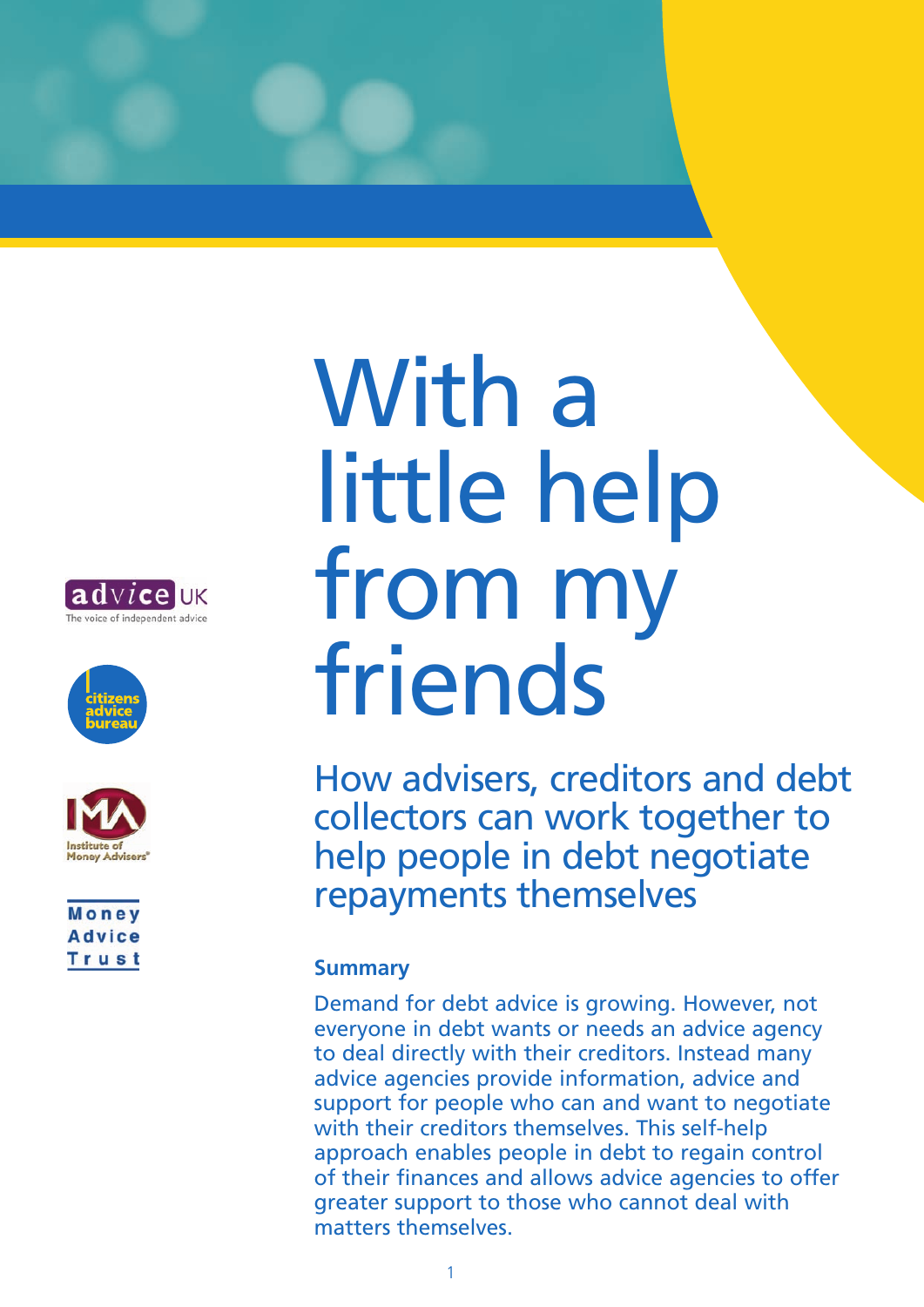advice UK
The voice of independent advice

citizens advice bureau

Institute of Money Advisers

Money Advice Trust

# With a little help from my friends

## How advisers, creditors and debt collectors can work together to help people in debt negotiate repayments themselves

### Summary

Demand for debt advice is growing. However, not everyone in debt wants or needs an advice agency to deal directly with their creditors. Instead many advice agencies provide information, advice and support for people who can and want to negotiate with their creditors themselves. This self-help approach enables people in debt to regain control of their finances and allows advice agencies to offer greater support to those who cannot deal with matters themselves.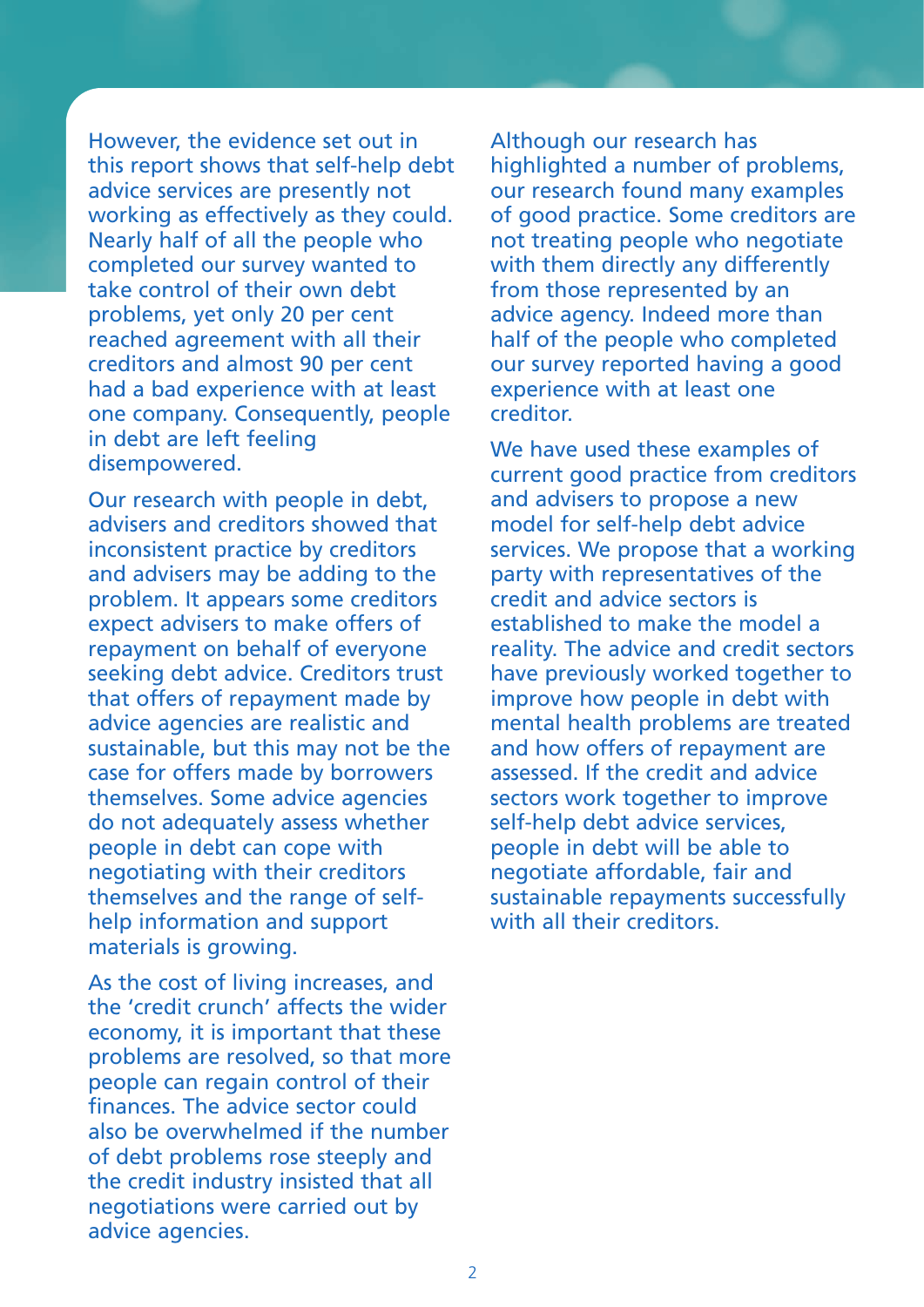However, the evidence set out in this report shows that self-help debt advice services are presently not working as effectively as they could. Nearly half of all the people who completed our survey wanted to take control of their own debt problems, yet only 20 per cent reached agreement with all their creditors and almost 90 per cent had a bad experience with at least one company. Consequently, people in debt are left feeling disempowered.

Our research with people in debt, advisers and creditors showed that inconsistent practice by creditors and advisers may be adding to the problem. It appears some creditors expect advisers to make offers of repayment on behalf of everyone seeking debt advice. Creditors trust that offers of repayment made by advice agencies are realistic and sustainable, but this may not be the case for offers made by borrowers themselves. Some advice agencies do not adequately assess whether people in debt can cope with negotiating with their creditors themselves and the range of self-help information and support materials is growing.

As the cost of living increases, and the 'credit crunch' affects the wider economy, it is important that these problems are resolved, so that more people can regain control of their finances. The advice sector could also be overwhelmed if the number of debt problems rose steeply and the credit industry insisted that all negotiations were carried out by advice agencies.

Although our research has highlighted a number of problems, our research found many examples of good practice. Some creditors are not treating people who negotiate with them directly any differently from those represented by an advice agency. Indeed more than half of the people who completed our survey reported having a good experience with at least one creditor.

We have used these examples of current good practice from creditors and advisers to propose a new model for self-help debt advice services. We propose that a working party with representatives of the credit and advice sectors is established to make the model a reality. The advice and credit sectors have previously worked together to improve how people in debt with mental health problems are treated and how offers of repayment are assessed. If the credit and advice sectors work together to improve self-help debt advice services, people in debt will be able to negotiate affordable, fair and sustainable repayments successfully with all their creditors.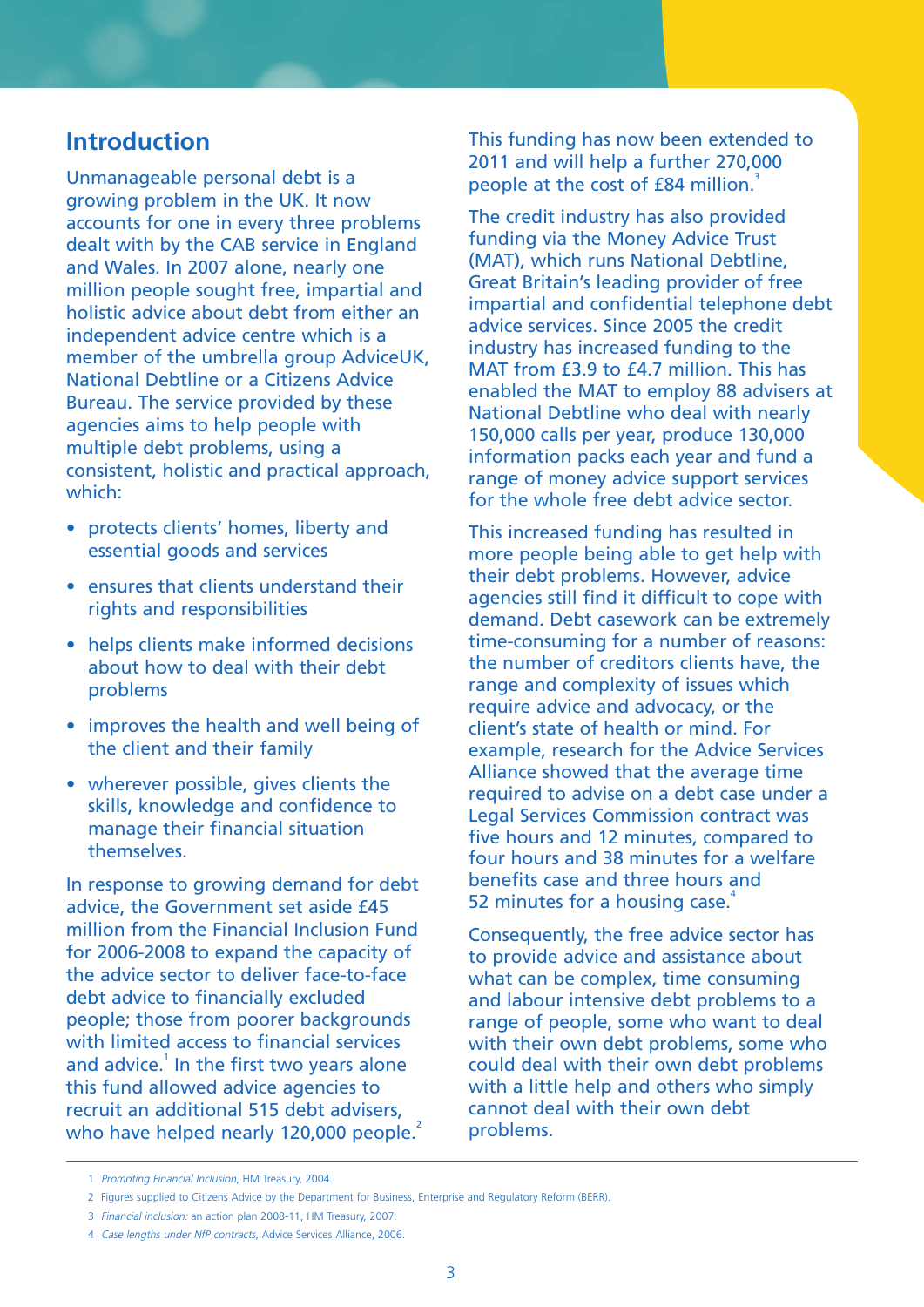## Introduction

Unmanageable personal debt is a growing problem in the UK. It now accounts for one in every three problems dealt with by the CAB service in England and Wales. In 2007 alone, nearly one million people sought free, impartial and holistic advice about debt from either an independent advice centre which is a member of the umbrella group AdviceUK, National Debtline or a Citizens Advice Bureau. The service provided by these agencies aims to help people with multiple debt problems, using a consistent, holistic and practical approach, which:

- protects clients' homes, liberty and essential goods and services
- ensures that clients understand their rights and responsibilities
- helps clients make informed decisions about how to deal with their debt problems
- improves the health and well being of the client and their family
- wherever possible, gives clients the skills, knowledge and confidence to manage their financial situation themselves.

In response to growing demand for debt advice, the Government set aside £45 million from the Financial Inclusion Fund for 2006-2008 to expand the capacity of the advice sector to deliver face-to-face debt advice to financially excluded people; those from poorer backgrounds with limited access to financial services and advice.[1] In the first two years alone this fund allowed advice agencies to recruit an additional 515 debt advisers, who have helped nearly 120,000 people.[2]

This funding has now been extended to 2011 and will help a further 270,000 people at the cost of £84 million.[3]

The credit industry has also provided funding via the Money Advice Trust (MAT), which runs National Debtline, Great Britain's leading provider of free impartial and confidential telephone debt advice services. Since 2005 the credit industry has increased funding to the MAT from £3.9 to £4.7 million. This has enabled the MAT to employ 88 advisers at National Debtline who deal with nearly 150,000 calls per year, produce 130,000 information packs each year and fund a range of money advice support services for the whole free debt advice sector.

This increased funding has resulted in more people being able to get help with their debt problems. However, advice agencies still find it difficult to cope with demand. Debt casework can be extremely time-consuming for a number of reasons: the number of creditors clients have, the range and complexity of issues which require advice and advocacy, or the client's state of health or mind. For example, research for the Advice Services Alliance showed that the average time required to advise on a debt case under a Legal Services Commission contract was five hours and 12 minutes, compared to four hours and 38 minutes for a welfare benefits case and three hours and 52 minutes for a housing case.[4]

Consequently, the free advice sector has to provide advice and assistance about what can be complex, time consuming and labour intensive debt problems to a range of people, some who want to deal with their own debt problems, some who could deal with their own debt problems with a little help and others who simply cannot deal with their own debt problems.

---

1 *Promoting Financial Inclusion*, HM Treasury, 2004.

2 Figures supplied to Citizens Advice by the Department for Business, Enterprise and Regulatory Reform (BERR).

3 *Financial inclusion:* an action plan 2008-11, HM Treasury, 2007.

4 *Case lengths under NfP contracts*, Advice Services Alliance, 2006.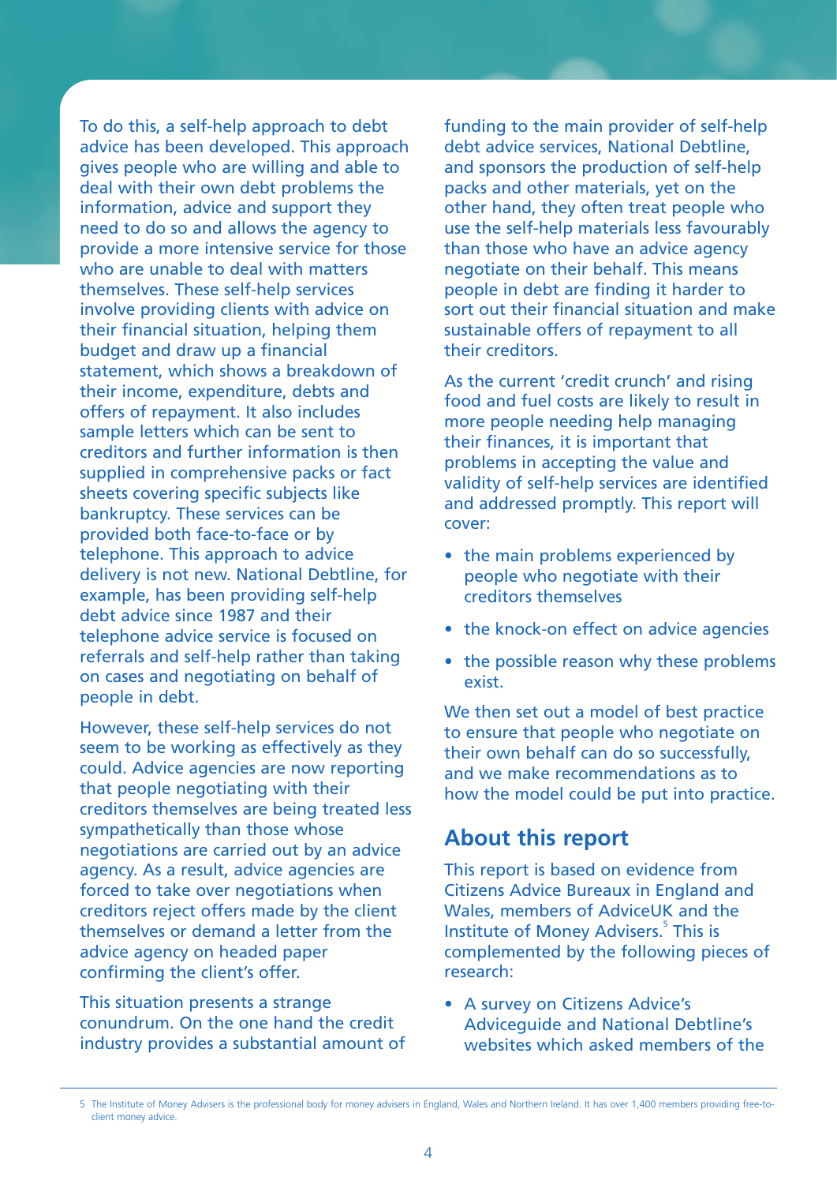To do this, a self-help approach to debt advice has been developed. This approach gives people who are willing and able to deal with their own debt problems the information, advice and support they need to do so and allows the agency to provide a more intensive service for those who are unable to deal with matters themselves. These self-help services involve providing clients with advice on their financial situation, helping them budget and draw up a financial statement, which shows a breakdown of their income, expenditure, debts and offers of repayment. It also includes sample letters which can be sent to creditors and further information is then supplied in comprehensive packs or fact sheets covering specific subjects like bankruptcy. These services can be provided both face-to-face or by telephone. This approach to advice delivery is not new. National Debtline, for example, has been providing self-help debt advice since 1987 and their telephone advice service is focused on referrals and self-help rather than taking on cases and negotiating on behalf of people in debt.

However, these self-help services do not seem to be working as effectively as they could. Advice agencies are now reporting that people negotiating with their creditors themselves are being treated less sympathetically than those whose negotiations are carried out by an advice agency. As a result, advice agencies are forced to take over negotiations when creditors reject offers made by the client themselves or demand a letter from the advice agency on headed paper confirming the client's offer.

This situation presents a strange conundrum. On the one hand the credit industry provides a substantial amount of funding to the main provider of self-help debt advice services, National Debtline, and sponsors the production of self-help packs and other materials, yet on the other hand, they often treat people who use the self-help materials less favourably than those who have an advice agency negotiate on their behalf. This means people in debt are finding it harder to sort out their financial situation and make sustainable offers of repayment to all their creditors.

As the current 'credit crunch' and rising food and fuel costs are likely to result in more people needing help managing their finances, it is important that problems in accepting the value and validity of self-help services are identified and addressed promptly. This report will cover:

- the main problems experienced by people who negotiate with their creditors themselves
- the knock-on effect on advice agencies
- the possible reason why these problems exist.

We then set out a model of best practice to ensure that people who negotiate on their own behalf can do so successfully, and we make recommendations as to how the model could be put into practice.

## About this report

This report is based on evidence from Citizens Advice Bureaux in England and Wales, members of AdviceUK and the Institute of Money Advisers.[5] This is complemented by the following pieces of research:

- A survey on Citizens Advice's Adviceguide and National Debtline's websites which asked members of the

5 The Institute of Money Advisers is the professional body for money advisers in England, Wales and Northern Ireland. It has over 1,400 members providing free-to-client money advice.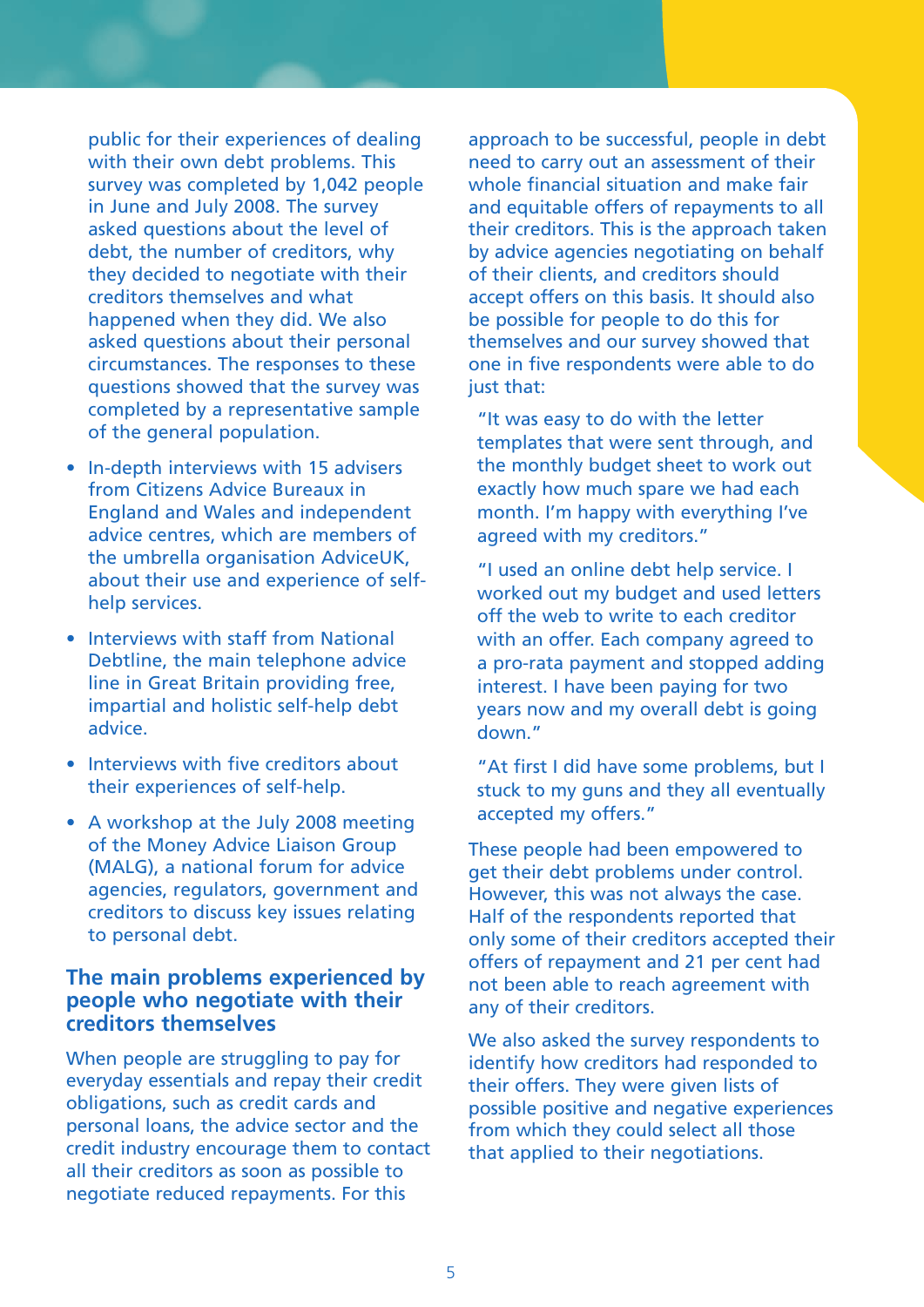public for their experiences of dealing with their own debt problems. This survey was completed by 1,042 people in June and July 2008. The survey asked questions about the level of debt, the number of creditors, why they decided to negotiate with their creditors themselves and what happened when they did. We also asked questions about their personal circumstances. The responses to these questions showed that the survey was completed by a representative sample of the general population.

- In-depth interviews with 15 advisers from Citizens Advice Bureaux in England and Wales and independent advice centres, which are members of the umbrella organisation AdviceUK, about their use and experience of self-help services.
- Interviews with staff from National Debtline, the main telephone advice line in Great Britain providing free, impartial and holistic self-help debt advice.
- Interviews with five creditors about their experiences of self-help.
- A workshop at the July 2008 meeting of the Money Advice Liaison Group (MALG), a national forum for advice agencies, regulators, government and creditors to discuss key issues relating to personal debt.

## The main problems experienced by people who negotiate with their creditors themselves

When people are struggling to pay for everyday essentials and repay their credit obligations, such as credit cards and personal loans, the advice sector and the credit industry encourage them to contact all their creditors as soon as possible to negotiate reduced repayments. For this approach to be successful, people in debt need to carry out an assessment of their whole financial situation and make fair and equitable offers of repayments to all their creditors. This is the approach taken by advice agencies negotiating on behalf of their clients, and creditors should accept offers on this basis. It should also be possible for people to do this for themselves and our survey showed that one in five respondents were able to do just that:

"It was easy to do with the letter templates that were sent through, and the monthly budget sheet to work out exactly how much spare we had each month. I'm happy with everything I've agreed with my creditors."

"I used an online debt help service. I worked out my budget and used letters off the web to write to each creditor with an offer. Each company agreed to a pro-rata payment and stopped adding interest. I have been paying for two years now and my overall debt is going down."

"At first I did have some problems, but I stuck to my guns and they all eventually accepted my offers."

These people had been empowered to get their debt problems under control. However, this was not always the case. Half of the respondents reported that only some of their creditors accepted their offers of repayment and 21 per cent had not been able to reach agreement with any of their creditors.

We also asked the survey respondents to identify how creditors had responded to their offers. They were given lists of possible positive and negative experiences from which they could select all those that applied to their negotiations.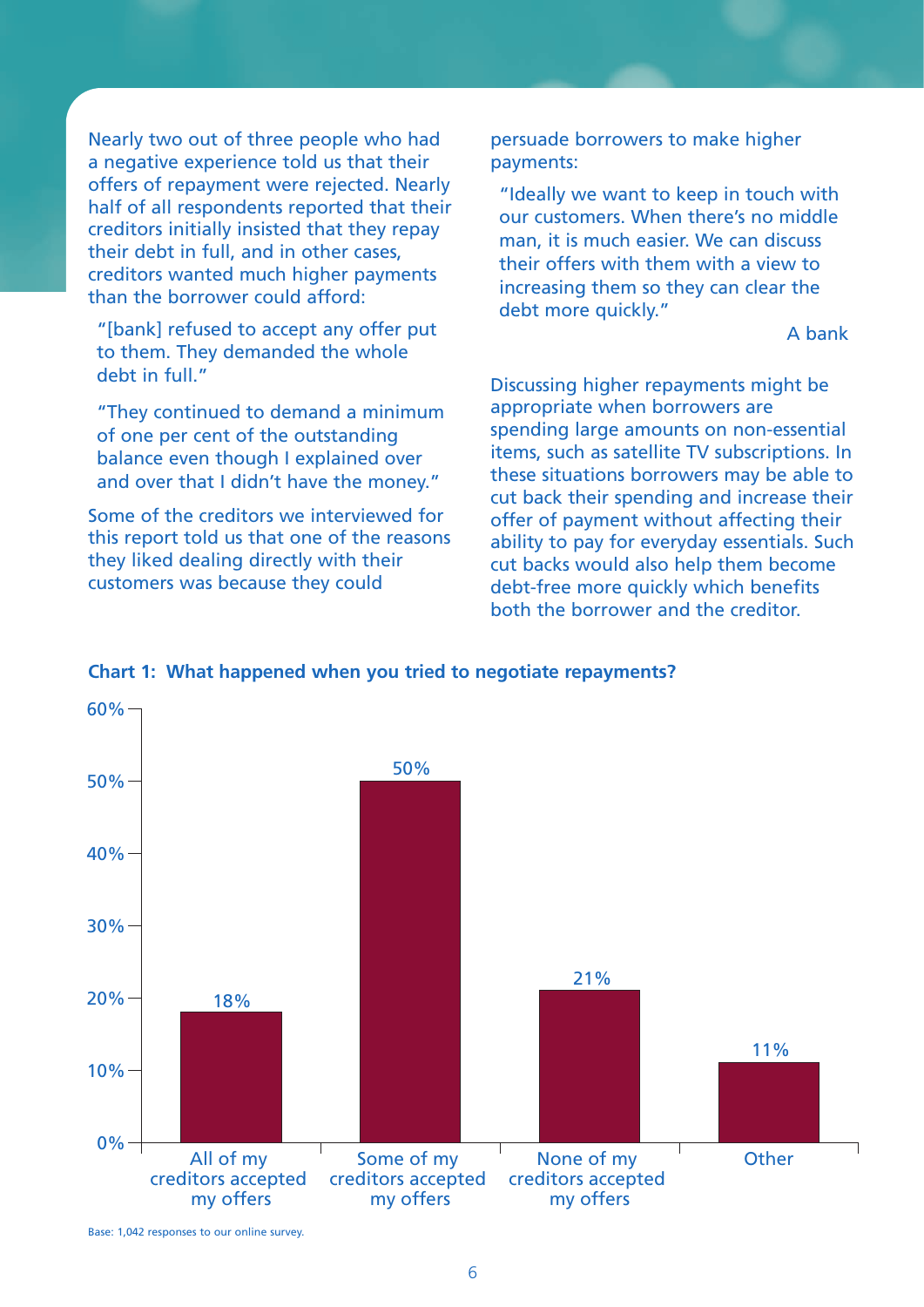Nearly two out of three people who had a negative experience told us that their offers of repayment were rejected. Nearly half of all respondents reported that their creditors initially insisted that they repay their debt in full, and in other cases, creditors wanted much higher payments than the borrower could afford:

"[bank] refused to accept any offer put to them. They demanded the whole debt in full."

"They continued to demand a minimum of one per cent of the outstanding balance even though I explained over and over that I didn't have the money."

Some of the creditors we interviewed for this report told us that one of the reasons they liked dealing directly with their customers was because they could persuade borrowers to make higher payments:

"Ideally we want to keep in touch with our customers. When there's no middle man, it is much easier. We can discuss their offers with them with a view to increasing them so they can clear the debt more quickly."

A bank

Discussing higher repayments might be appropriate when borrowers are spending large amounts on non-essential items, such as satellite TV subscriptions. In these situations borrowers may be able to cut back their spending and increase their offer of payment without affecting their ability to pay for everyday essentials. Such cut backs would also help them become debt-free more quickly which benefits both the borrower and the creditor.

**Chart 1: What happened when you tried to negotiate repayments?**

60%
50%
40%
30%
20%
10%
0%

18% All of my creditors accepted my offers
50% Some of my creditors accepted my offers
21% None of my creditors accepted my offers
11% Other

Base: 1,042 responses to our online survey.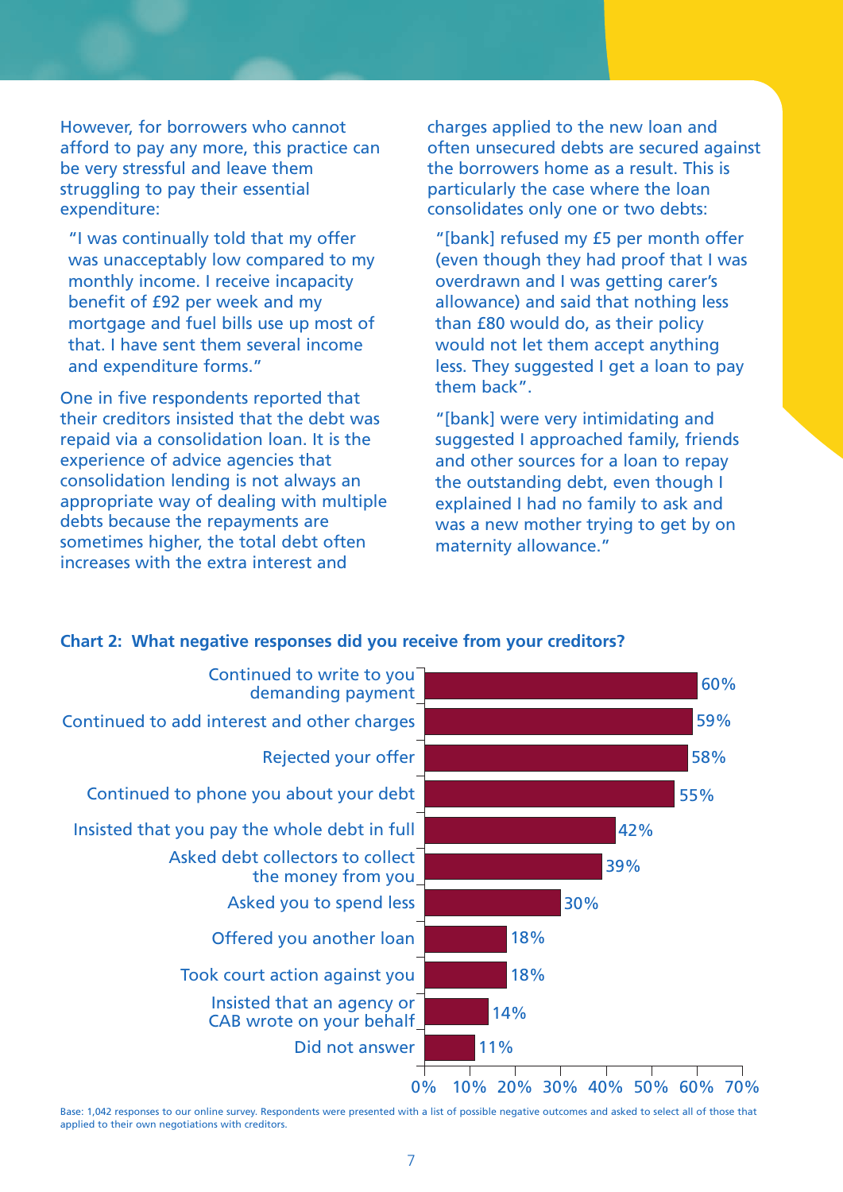However, for borrowers who cannot afford to pay any more, this practice can be very stressful and leave them struggling to pay their essential expenditure:

> "I was continually told that my offer was unacceptably low compared to my monthly income. I receive incapacity benefit of £92 per week and my mortgage and fuel bills use up most of that. I have sent them several income and expenditure forms."

One in five respondents reported that their creditors insisted that the debt was repaid via a consolidation loan. It is the experience of advice agencies that consolidation lending is not always an appropriate way of dealing with multiple debts because the repayments are sometimes higher, the total debt often increases with the extra interest and charges applied to the new loan and often unsecured debts are secured against the borrowers home as a result. This is particularly the case where the loan consolidates only one or two debts:

> "[bank] refused my £5 per month offer (even though they had proof that I was overdrawn and I was getting carer's allowance) and said that nothing less than £80 would do, as their policy would not let them accept anything less. They suggested I get a loan to pay them back".

> "[bank] were very intimidating and suggested I approached family, friends and other sources for a loan to repay the outstanding debt, even though I explained I had no family to ask and was a new mother trying to get by on maternity allowance."

**Chart 2: What negative responses did you receive from your creditors?**

| Response | % |
|---|---|
| Continued to write to you demanding payment | 60% |
| Continued to add interest and other charges | 59% |
| Rejected your offer | 58% |
| Continued to phone you about your debt | 55% |
| Insisted that you pay the whole debt in full | 42% |
| Asked debt collectors to collect the money from you | 39% |
| Asked you to spend less | 30% |
| Offered you another loan | 18% |
| Took court action against you | 18% |
| Insisted that an agency or CAB wrote on your behalf | 14% |
| Did not answer | 11% |

Base: 1,042 responses to our online survey. Respondents were presented with a list of possible negative outcomes and asked to select all of those that applied to their own negotiations with creditors.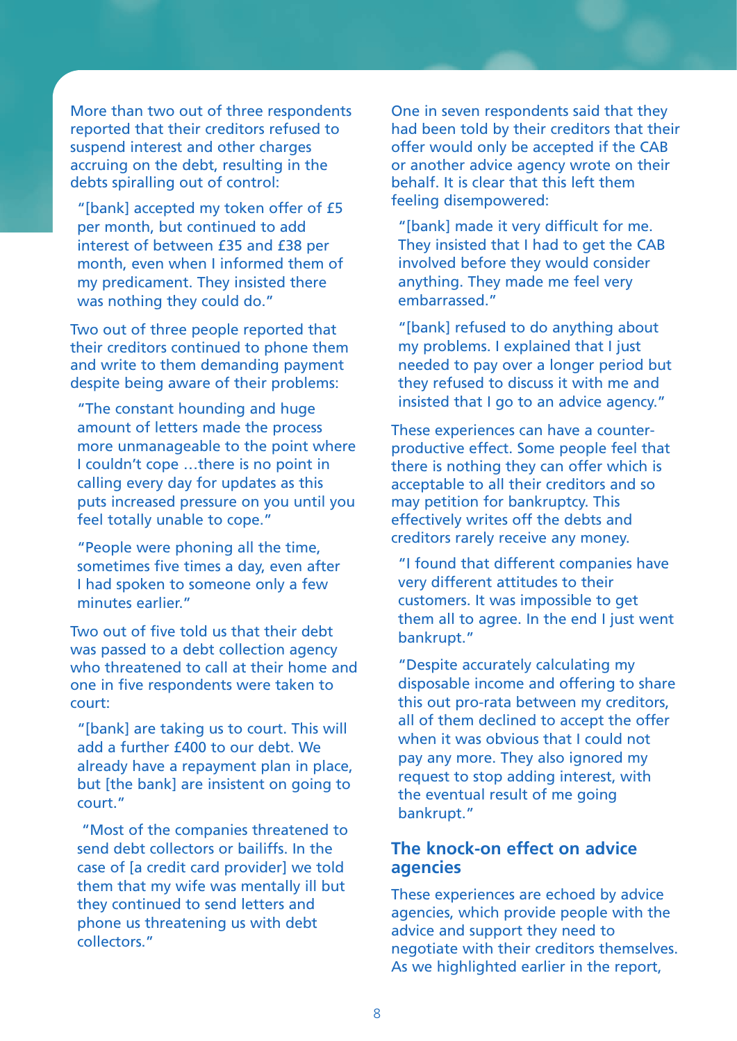More than two out of three respondents reported that their creditors refused to suspend interest and other charges accruing on the debt, resulting in the debts spiralling out of control:

> "[bank] accepted my token offer of £5 per month, but continued to add interest of between £35 and £38 per month, even when I informed them of my predicament. They insisted there was nothing they could do."

Two out of three people reported that their creditors continued to phone them and write to them demanding payment despite being aware of their problems:

> "The constant hounding and huge amount of letters made the process more unmanageable to the point where I couldn't cope …there is no point in calling every day for updates as this puts increased pressure on you until you feel totally unable to cope."

> "People were phoning all the time, sometimes five times a day, even after I had spoken to someone only a few minutes earlier."

Two out of five told us that their debt was passed to a debt collection agency who threatened to call at their home and one in five respondents were taken to court:

> "[bank] are taking us to court. This will add a further £400 to our debt. We already have a repayment plan in place, but [the bank] are insistent on going to court."

> "Most of the companies threatened to send debt collectors or bailiffs. In the case of [a credit card provider] we told them that my wife was mentally ill but they continued to send letters and phone us threatening us with debt collectors."

One in seven respondents said that they had been told by their creditors that their offer would only be accepted if the CAB or another advice agency wrote on their behalf. It is clear that this left them feeling disempowered:

> "[bank] made it very difficult for me. They insisted that I had to get the CAB involved before they would consider anything. They made me feel very embarrassed."

> "[bank] refused to do anything about my problems. I explained that I just needed to pay over a longer period but they refused to discuss it with me and insisted that I go to an advice agency."

These experiences can have a counter-productive effect. Some people feel that there is nothing they can offer which is acceptable to all their creditors and so may petition for bankruptcy. This effectively writes off the debts and creditors rarely receive any money.

> "I found that different companies have very different attitudes to their customers. It was impossible to get them all to agree. In the end I just went bankrupt."

> "Despite accurately calculating my disposable income and offering to share this out pro-rata between my creditors, all of them declined to accept the offer when it was obvious that I could not pay any more. They also ignored my request to stop adding interest, with the eventual result of me going bankrupt."

## The knock-on effect on advice agencies

These experiences are echoed by advice agencies, which provide people with the advice and support they need to negotiate with their creditors themselves. As we highlighted earlier in the report,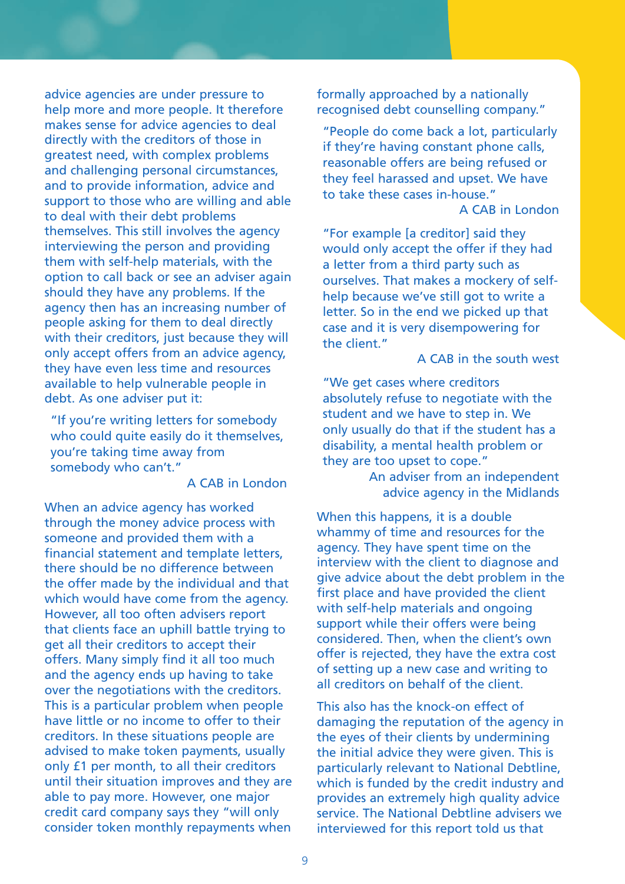advice agencies are under pressure to help more and more people. It therefore makes sense for advice agencies to deal directly with the creditors of those in greatest need, with complex problems and challenging personal circumstances, and to provide information, advice and support to those who are willing and able to deal with their debt problems themselves. This still involves the agency interviewing the person and providing them with self-help materials, with the option to call back or see an adviser again should they have any problems. If the agency then has an increasing number of people asking for them to deal directly with their creditors, just because they will only accept offers from an advice agency, they have even less time and resources available to help vulnerable people in debt. As one adviser put it:

> "If you're writing letters for somebody who could quite easily do it themselves, you're taking time away from somebody who can't."
>
> A CAB in London

When an advice agency has worked through the money advice process with someone and provided them with a financial statement and template letters, there should be no difference between the offer made by the individual and that which would have come from the agency. However, all too often advisers report that clients face an uphill battle trying to get all their creditors to accept their offers. Many simply find it all too much and the agency ends up having to take over the negotiations with the creditors. This is a particular problem when people have little or no income to offer to their creditors. In these situations people are advised to make token payments, usually only £1 per month, to all their creditors until their situation improves and they are able to pay more. However, one major credit card company says they "will only consider token monthly repayments when formally approached by a nationally recognised debt counselling company."

> "People do come back a lot, particularly if they're having constant phone calls, reasonable offers are being refused or they feel harassed and upset. We have to take these cases in-house."
>
> A CAB in London

> "For example [a creditor] said they would only accept the offer if they had a letter from a third party such as ourselves. That makes a mockery of self-help because we've still got to write a letter. So in the end we picked up that case and it is very disempowering for the client."
>
> A CAB in the south west

> "We get cases where creditors absolutely refuse to negotiate with the student and we have to step in. We only usually do that if the student has a disability, a mental health problem or they are too upset to cope."
>
> An adviser from an independent advice agency in the Midlands

When this happens, it is a double whammy of time and resources for the agency. They have spent time on the interview with the client to diagnose and give advice about the debt problem in the first place and have provided the client with self-help materials and ongoing support while their offers were being considered. Then, when the client's own offer is rejected, they have the extra cost of setting up a new case and writing to all creditors on behalf of the client.

This also has the knock-on effect of damaging the reputation of the agency in the eyes of their clients by undermining the initial advice they were given. This is particularly relevant to National Debtline, which is funded by the credit industry and provides an extremely high quality advice service. The National Debtline advisers we interviewed for this report told us that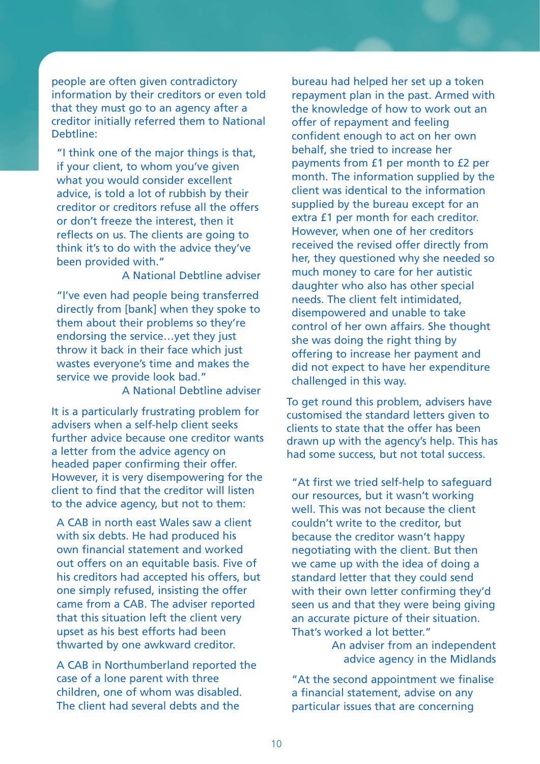people are often given contradictory information by their creditors or even told that they must go to an agency after a creditor initially referred them to National Debtline:

> "I think one of the major things is that, if your client, to whom you've given what you would consider excellent advice, is told a lot of rubbish by their creditor or creditors refuse all the offers or don't freeze the interest, then it reflects on us. The clients are going to think it's to do with the advice they've been provided with."
>
> A National Debtline adviser

> "I've even had people being transferred directly from [bank] when they spoke to them about their problems so they're endorsing the service…yet they just throw it back in their face which just wastes everyone's time and makes the service we provide look bad."
>
> A National Debtline adviser

It is a particularly frustrating problem for advisers when a self-help client seeks further advice because one creditor wants a letter from the advice agency on headed paper confirming their offer. However, it is very disempowering for the client to find that the creditor will listen to the advice agency, but not to them:

> A CAB in north east Wales saw a client with six debts. He had produced his own financial statement and worked out offers on an equitable basis. Five of his creditors had accepted his offers, but one simply refused, insisting the offer came from a CAB. The adviser reported that this situation left the client very upset as his best efforts had been thwarted by one awkward creditor.

> A CAB in Northumberland reported the case of a lone parent with three children, one of whom was disabled. The client had several debts and the bureau had helped her set up a token repayment plan in the past. Armed with the knowledge of how to work out an offer of repayment and feeling confident enough to act on her own behalf, she tried to increase her payments from £1 per month to £2 per month. The information supplied by the client was identical to the information supplied by the bureau except for an extra £1 per month for each creditor. However, when one of her creditors received the revised offer directly from her, they questioned why she needed so much money to care for her autistic daughter who also has other special needs. The client felt intimidated, disempowered and unable to take control of her own affairs. She thought she was doing the right thing by offering to increase her payment and did not expect to have her expenditure challenged in this way.

To get round this problem, advisers have customised the standard letters given to clients to state that the offer has been drawn up with the agency's help. This has had some success, but not total success.

> "At first we tried self-help to safeguard our resources, but it wasn't working well. This was not because the client couldn't write to the creditor, but because the creditor wasn't happy negotiating with the client. But then we came up with the idea of doing a standard letter that they could send with their own letter confirming they'd seen us and that they were being giving an accurate picture of their situation. That's worked a lot better."
>
> An adviser from an independent advice agency in the Midlands

"At the second appointment we finalise a financial statement, advise on any particular issues that are concerning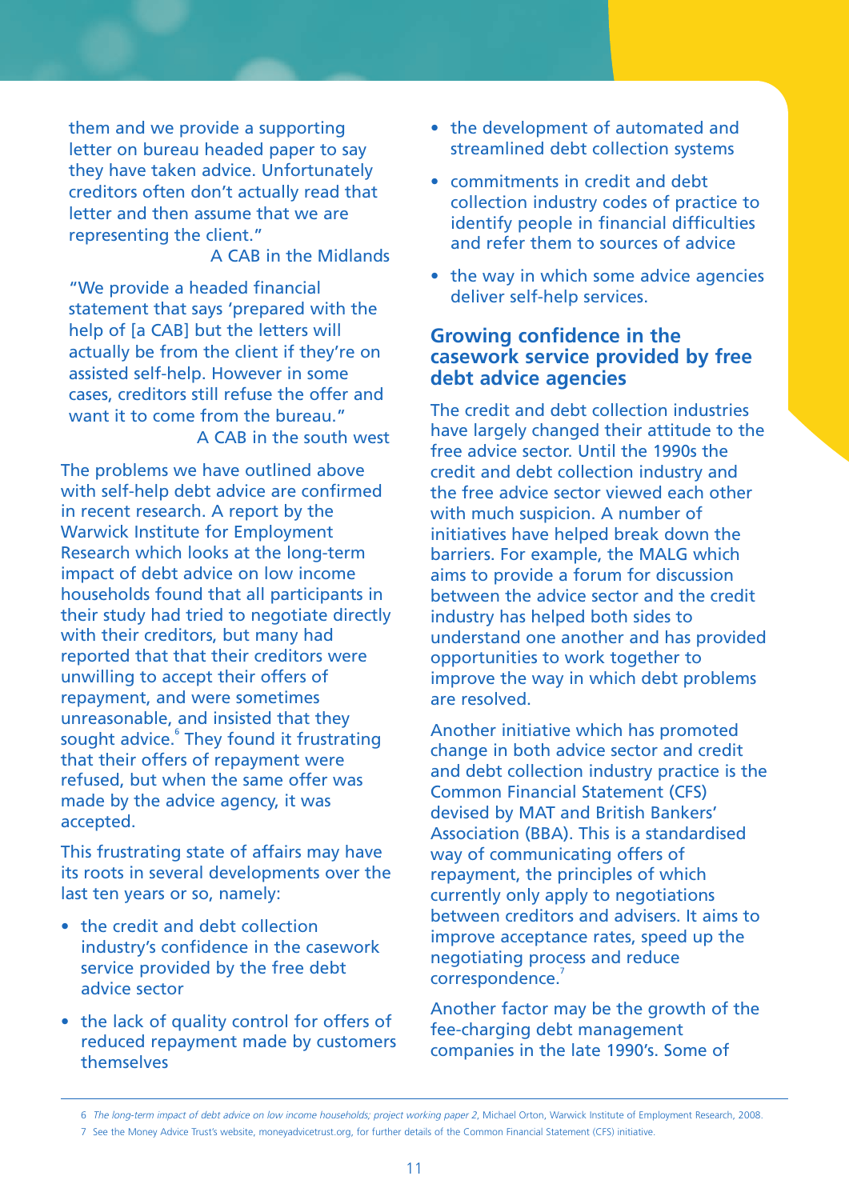them and we provide a supporting letter on bureau headed paper to say they have taken advice. Unfortunately creditors often don't actually read that letter and then assume that we are representing the client."

A CAB in the Midlands

"We provide a headed financial statement that says 'prepared with the help of [a CAB] but the letters will actually be from the client if they're on assisted self-help. However in some cases, creditors still refuse the offer and want it to come from the bureau."

A CAB in the south west

The problems we have outlined above with self-help debt advice are confirmed in recent research. A report by the Warwick Institute for Employment Research which looks at the long-term impact of debt advice on low income households found that all participants in their study had tried to negotiate directly with their creditors, but many had reported that that their creditors were unwilling to accept their offers of repayment, and were sometimes unreasonable, and insisted that they sought advice.[6] They found it frustrating that their offers of repayment were refused, but when the same offer was made by the advice agency, it was accepted.

This frustrating state of affairs may have its roots in several developments over the last ten years or so, namely:

- the credit and debt collection industry's confidence in the casework service provided by the free debt advice sector
- the lack of quality control for offers of reduced repayment made by customers themselves
- the development of automated and streamlined debt collection systems
- commitments in credit and debt collection industry codes of practice to identify people in financial difficulties and refer them to sources of advice
- the way in which some advice agencies deliver self-help services.

## Growing confidence in the casework service provided by free debt advice agencies

The credit and debt collection industries have largely changed their attitude to the free advice sector. Until the 1990s the credit and debt collection industry and the free advice sector viewed each other with much suspicion. A number of initiatives have helped break down the barriers. For example, the MALG which aims to provide a forum for discussion between the advice sector and the credit industry has helped both sides to understand one another and has provided opportunities to work together to improve the way in which debt problems are resolved.

Another initiative which has promoted change in both advice sector and credit and debt collection industry practice is the Common Financial Statement (CFS) devised by MAT and British Bankers' Association (BBA). This is a standardised way of communicating offers of repayment, the principles of which currently only apply to negotiations between creditors and advisers. It aims to improve acceptance rates, speed up the negotiating process and reduce correspondence.[7]

Another factor may be the growth of the fee-charging debt management companies in the late 1990's. Some of

---

6 *The long-term impact of debt advice on low income households; project working paper 2*, Michael Orton, Warwick Institute of Employment Research, 2008.

7 See the Money Advice Trust's website, moneyadvicetrust.org, for further details of the Common Financial Statement (CFS) initiative.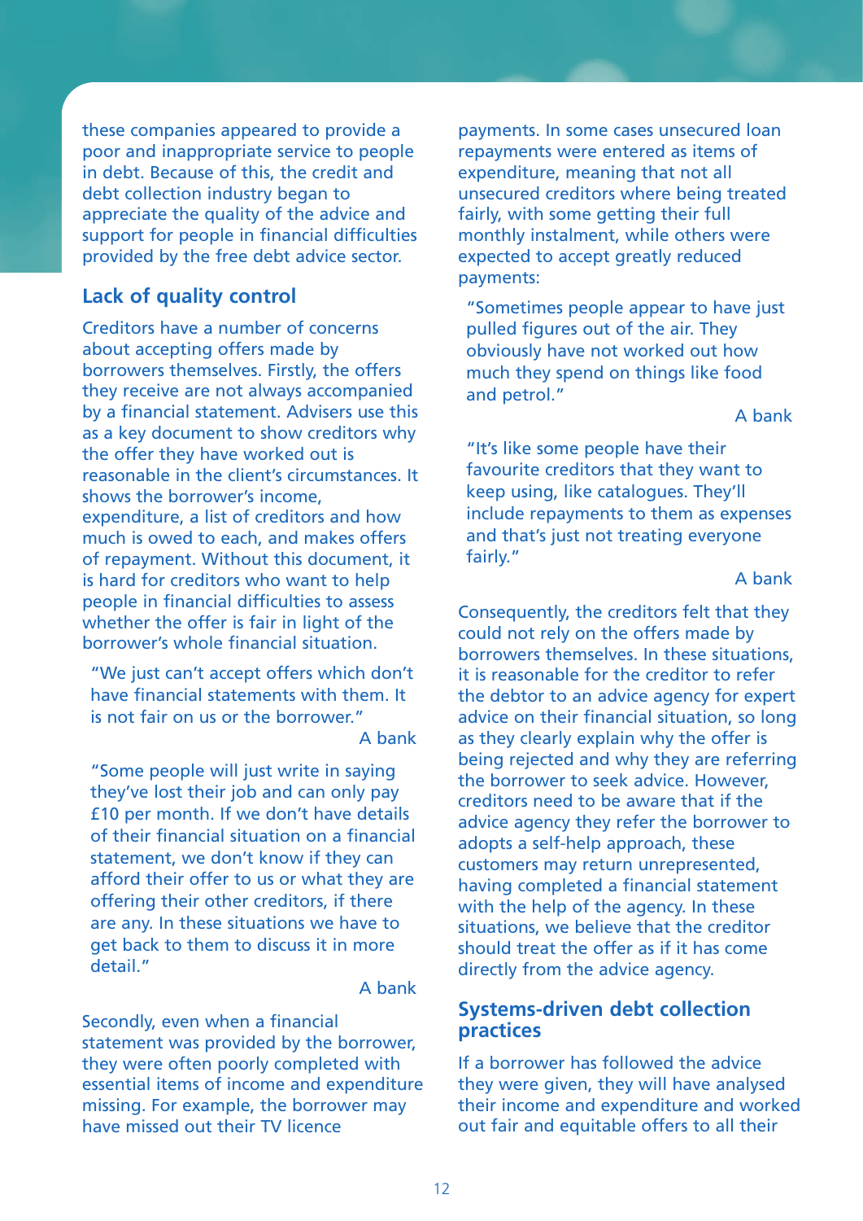these companies appeared to provide a poor and inappropriate service to people in debt. Because of this, the credit and debt collection industry began to appreciate the quality of the advice and support for people in financial difficulties provided by the free debt advice sector.

## Lack of quality control

Creditors have a number of concerns about accepting offers made by borrowers themselves. Firstly, the offers they receive are not always accompanied by a financial statement. Advisers use this as a key document to show creditors why the offer they have worked out is reasonable in the client's circumstances. It shows the borrower's income, expenditure, a list of creditors and how much is owed to each, and makes offers of repayment. Without this document, it is hard for creditors who want to help people in financial difficulties to assess whether the offer is fair in light of the borrower's whole financial situation.

> "We just can't accept offers which don't have financial statements with them. It is not fair on us or the borrower."
>
> A bank

> "Some people will just write in saying they've lost their job and can only pay £10 per month. If we don't have details of their financial situation on a financial statement, we don't know if they can afford their offer to us or what they are offering their other creditors, if there are any. In these situations we have to get back to them to discuss it in more detail."
>
> A bank

Secondly, even when a financial statement was provided by the borrower, they were often poorly completed with essential items of income and expenditure missing. For example, the borrower may have missed out their TV licence payments. In some cases unsecured loan repayments were entered as items of expenditure, meaning that not all unsecured creditors where being treated fairly, with some getting their full monthly instalment, while others were expected to accept greatly reduced payments:

> "Sometimes people appear to have just pulled figures out of the air. They obviously have not worked out how much they spend on things like food and petrol."
>
> A bank

> "It's like some people have their favourite creditors that they want to keep using, like catalogues. They'll include repayments to them as expenses and that's just not treating everyone fairly."
>
> A bank

Consequently, the creditors felt that they could not rely on the offers made by borrowers themselves. In these situations, it is reasonable for the creditor to refer the debtor to an advice agency for expert advice on their financial situation, so long as they clearly explain why the offer is being rejected and why they are referring the borrower to seek advice. However, creditors need to be aware that if the advice agency they refer the borrower to adopts a self-help approach, these customers may return unrepresented, having completed a financial statement with the help of the agency. In these situations, we believe that the creditor should treat the offer as if it has come directly from the advice agency.

## Systems-driven debt collection practices

If a borrower has followed the advice they were given, they will have analysed their income and expenditure and worked out fair and equitable offers to all their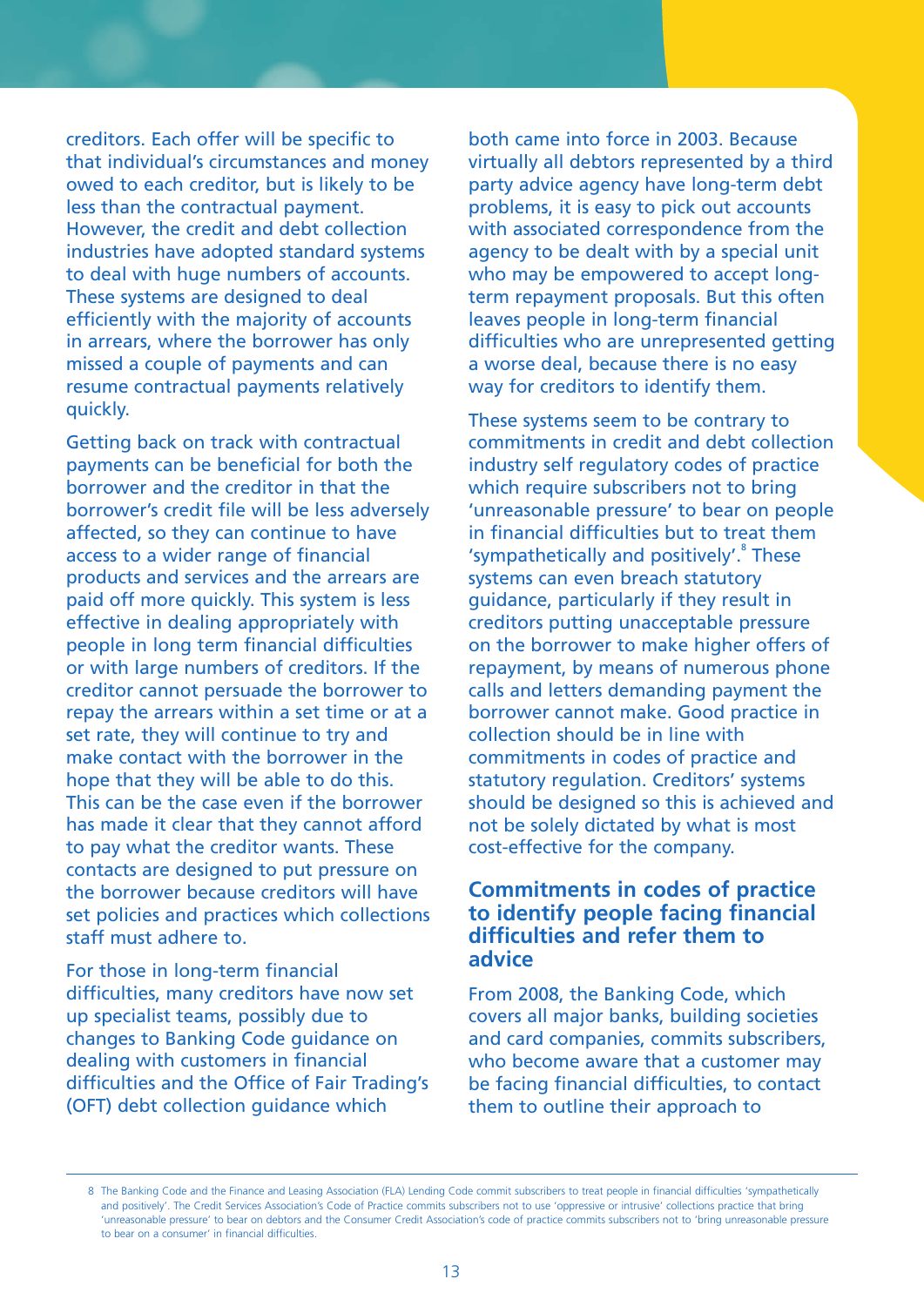creditors. Each offer will be specific to that individual's circumstances and money owed to each creditor, but is likely to be less than the contractual payment. However, the credit and debt collection industries have adopted standard systems to deal with huge numbers of accounts. These systems are designed to deal efficiently with the majority of accounts in arrears, where the borrower has only missed a couple of payments and can resume contractual payments relatively quickly.

Getting back on track with contractual payments can be beneficial for both the borrower and the creditor in that the borrower's credit file will be less adversely affected, so they can continue to have access to a wider range of financial products and services and the arrears are paid off more quickly. This system is less effective in dealing appropriately with people in long term financial difficulties or with large numbers of creditors. If the creditor cannot persuade the borrower to repay the arrears within a set time or at a set rate, they will continue to try and make contact with the borrower in the hope that they will be able to do this. This can be the case even if the borrower has made it clear that they cannot afford to pay what the creditor wants. These contacts are designed to put pressure on the borrower because creditors will have set policies and practices which collections staff must adhere to.

For those in long-term financial difficulties, many creditors have now set up specialist teams, possibly due to changes to Banking Code guidance on dealing with customers in financial difficulties and the Office of Fair Trading's (OFT) debt collection guidance which both came into force in 2003. Because virtually all debtors represented by a third party advice agency have long-term debt problems, it is easy to pick out accounts with associated correspondence from the agency to be dealt with by a special unit who may be empowered to accept long-term repayment proposals. But this often leaves people in long-term financial difficulties who are unrepresented getting a worse deal, because there is no easy way for creditors to identify them.

These systems seem to be contrary to commitments in credit and debt collection industry self regulatory codes of practice which require subscribers not to bring 'unreasonable pressure' to bear on people in financial difficulties but to treat them 'sympathetically and positively'.[8] These systems can even breach statutory guidance, particularly if they result in creditors putting unacceptable pressure on the borrower to make higher offers of repayment, by means of numerous phone calls and letters demanding payment the borrower cannot make. Good practice in collection should be in line with commitments in codes of practice and statutory regulation. Creditors' systems should be designed so this is achieved and not be solely dictated by what is most cost-effective for the company.

## Commitments in codes of practice to identify people facing financial difficulties and refer them to advice

From 2008, the Banking Code, which covers all major banks, building societies and card companies, commits subscribers, who become aware that a customer may be facing financial difficulties, to contact them to outline their approach to

8 The Banking Code and the Finance and Leasing Association (FLA) Lending Code commit subscribers to treat people in financial difficulties 'sympathetically and positively'. The Credit Services Association's Code of Practice commits subscribers not to use 'oppressive or intrusive' collections practice that bring 'unreasonable pressure' to bear on debtors and the Consumer Credit Association's code of practice commits subscribers not to 'bring unreasonable pressure to bear on a consumer' in financial difficulties.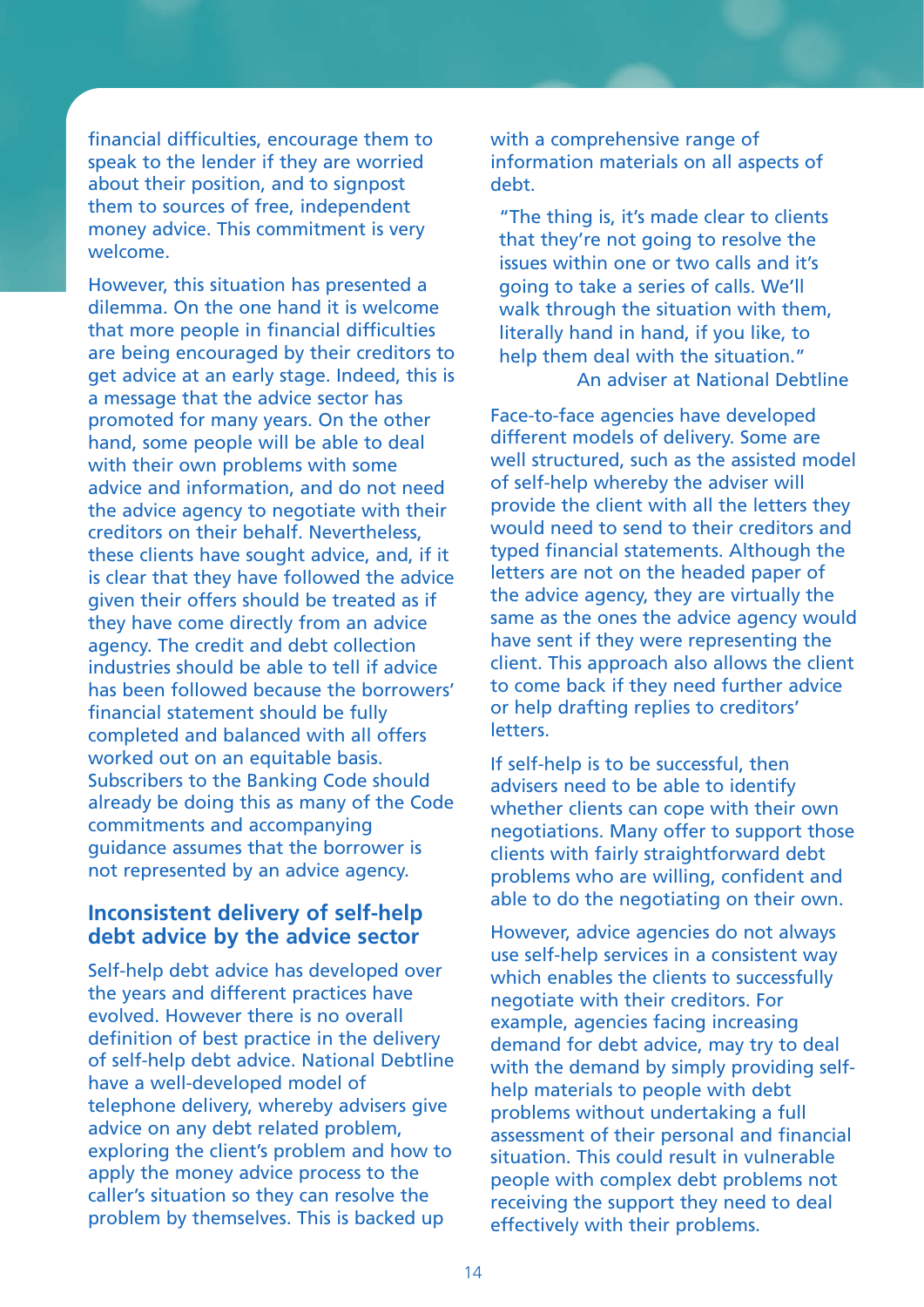financial difficulties, encourage them to speak to the lender if they are worried about their position, and to signpost them to sources of free, independent money advice. This commitment is very welcome.

However, this situation has presented a dilemma. On the one hand it is welcome that more people in financial difficulties are being encouraged by their creditors to get advice at an early stage. Indeed, this is a message that the advice sector has promoted for many years. On the other hand, some people will be able to deal with their own problems with some advice and information, and do not need the advice agency to negotiate with their creditors on their behalf. Nevertheless, these clients have sought advice, and, if it is clear that they have followed the advice given their offers should be treated as if they have come directly from an advice agency. The credit and debt collection industries should be able to tell if advice has been followed because the borrowers' financial statement should be fully completed and balanced with all offers worked out on an equitable basis. Subscribers to the Banking Code should already be doing this as many of the Code commitments and accompanying guidance assumes that the borrower is not represented by an advice agency.

## Inconsistent delivery of self-help debt advice by the advice sector

Self-help debt advice has developed over the years and different practices have evolved. However there is no overall definition of best practice in the delivery of self-help debt advice. National Debtline have a well-developed model of telephone delivery, whereby advisers give advice on any debt related problem, exploring the client's problem and how to apply the money advice process to the caller's situation so they can resolve the problem by themselves. This is backed up with a comprehensive range of information materials on all aspects of debt.

> "The thing is, it's made clear to clients that they're not going to resolve the issues within one or two calls and it's going to take a series of calls. We'll walk through the situation with them, literally hand in hand, if you like, to help them deal with the situation."
>
> An adviser at National Debtline

Face-to-face agencies have developed different models of delivery. Some are well structured, such as the assisted model of self-help whereby the adviser will provide the client with all the letters they would need to send to their creditors and typed financial statements. Although the letters are not on the headed paper of the advice agency, they are virtually the same as the ones the advice agency would have sent if they were representing the client. This approach also allows the client to come back if they need further advice or help drafting replies to creditors' letters.

If self-help is to be successful, then advisers need to be able to identify whether clients can cope with their own negotiations. Many offer to support those clients with fairly straightforward debt problems who are willing, confident and able to do the negotiating on their own.

However, advice agencies do not always use self-help services in a consistent way which enables the clients to successfully negotiate with their creditors. For example, agencies facing increasing demand for debt advice, may try to deal with the demand by simply providing self-help materials to people with debt problems without undertaking a full assessment of their personal and financial situation. This could result in vulnerable people with complex debt problems not receiving the support they need to deal effectively with their problems.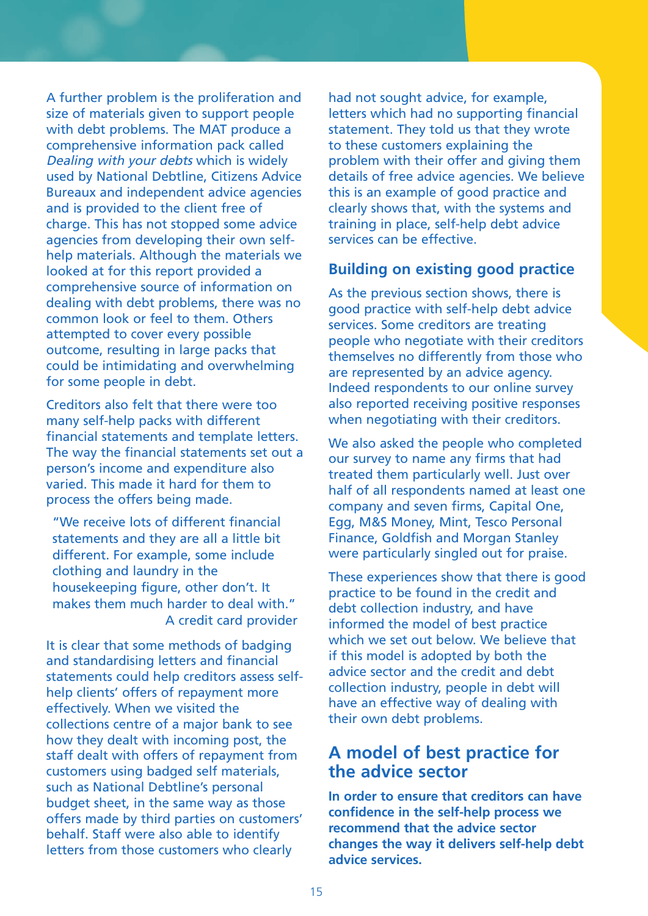A further problem is the proliferation and size of materials given to support people with debt problems. The MAT produce a comprehensive information pack called *Dealing with your debts* which is widely used by National Debtline, Citizens Advice Bureaux and independent advice agencies and is provided to the client free of charge. This has not stopped some advice agencies from developing their own self-help materials. Although the materials we looked at for this report provided a comprehensive source of information on dealing with debt problems, there was no common look or feel to them. Others attempted to cover every possible outcome, resulting in large packs that could be intimidating and overwhelming for some people in debt.

Creditors also felt that there were too many self-help packs with different financial statements and template letters. The way the financial statements set out a person's income and expenditure also varied. This made it hard for them to process the offers being made.

> "We receive lots of different financial statements and they are all a little bit different. For example, some include clothing and laundry in the housekeeping figure, other don't. It makes them much harder to deal with."
>
> A credit card provider

It is clear that some methods of badging and standardising letters and financial statements could help creditors assess self-help clients' offers of repayment more effectively. When we visited the collections centre of a major bank to see how they dealt with incoming post, the staff dealt with offers of repayment from customers using badged self materials, such as National Debtline's personal budget sheet, in the same way as those offers made by third parties on customers' behalf. Staff were also able to identify letters from those customers who clearly had not sought advice, for example, letters which had no supporting financial statement. They told us that they wrote to these customers explaining the problem with their offer and giving them details of free advice agencies. We believe this is an example of good practice and clearly shows that, with the systems and training in place, self-help debt advice services can be effective.

### Building on existing good practice

As the previous section shows, there is good practice with self-help debt advice services. Some creditors are treating people who negotiate with their creditors themselves no differently from those who are represented by an advice agency. Indeed respondents to our online survey also reported receiving positive responses when negotiating with their creditors.

We also asked the people who completed our survey to name any firms that had treated them particularly well. Just over half of all respondents named at least one company and seven firms, Capital One, Egg, M&S Money, Mint, Tesco Personal Finance, Goldfish and Morgan Stanley were particularly singled out for praise.

These experiences show that there is good practice to be found in the credit and debt collection industry, and have informed the model of best practice which we set out below. We believe that if this model is adopted by both the advice sector and the credit and debt collection industry, people in debt will have an effective way of dealing with their own debt problems.

## A model of best practice for the advice sector

**In order to ensure that creditors can have confidence in the self-help process we recommend that the advice sector changes the way it delivers self-help debt advice services.**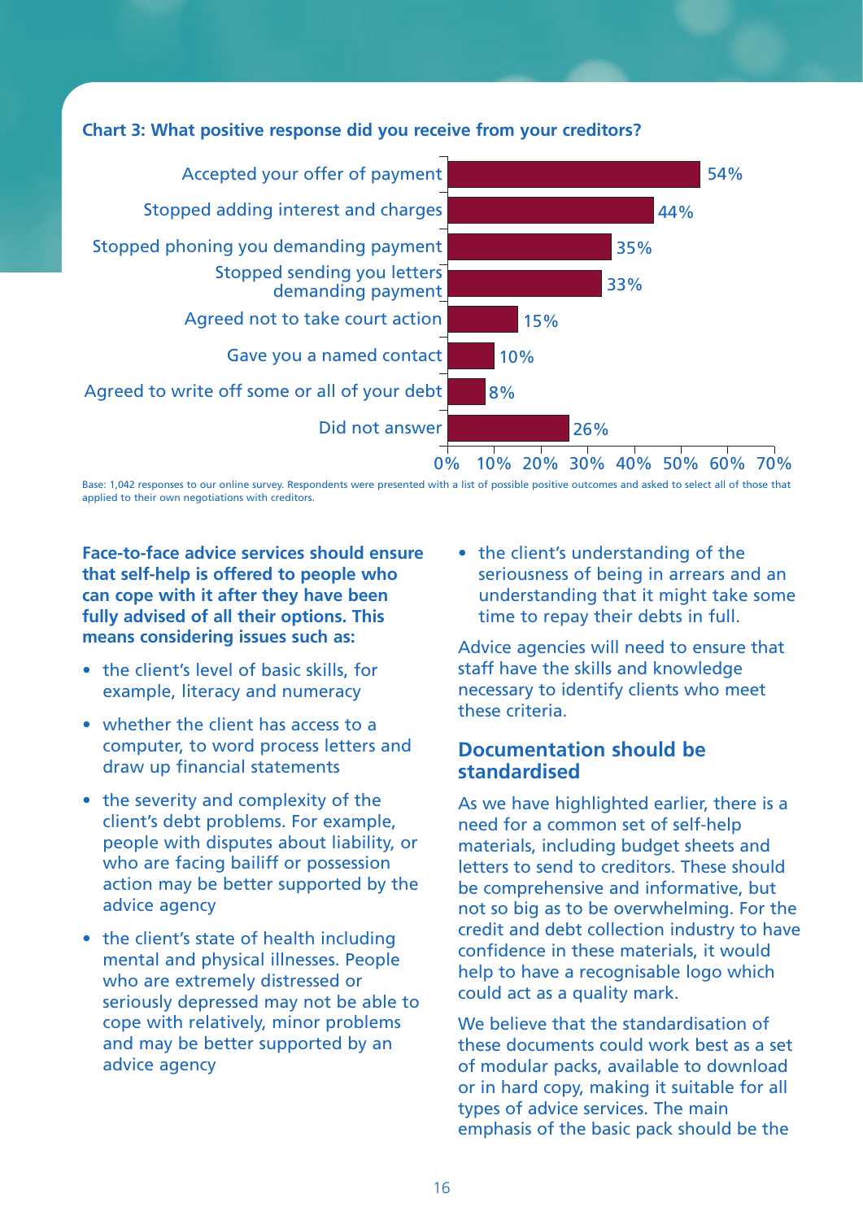**Chart 3: What positive response did you receive from your creditors?**

Accepted your offer of payment 54%

Stopped adding interest and charges 44%

Stopped phoning you demanding payment 35%

Stopped sending you letters demanding payment 33%

Agreed not to take court action 15%

Gave you a named contact 10%

Agreed to write off some or all of your debt 8%

Did not answer 26%

0% 10% 20% 30% 40% 50% 60% 70%

Base: 1,042 responses to our online survey. Respondents were presented with a list of possible positive outcomes and asked to select all of those that applied to their own negotiations with creditors.

**Face-to-face advice services should ensure that self-help is offered to people who can cope with it after they have been fully advised of all their options. This means considering issues such as:**

- the client's level of basic skills, for example, literacy and numeracy
- whether the client has access to a computer, to word process letters and draw up financial statements
- the severity and complexity of the client's debt problems. For example, people with disputes about liability, or who are facing bailiff or possession action may be better supported by the advice agency
- the client's state of health including mental and physical illnesses. People who are extremely distressed or seriously depressed may not be able to cope with relatively, minor problems and may be better supported by an advice agency
- the client's understanding of the seriousness of being in arrears and an understanding that it might take some time to repay their debts in full.

Advice agencies will need to ensure that staff have the skills and knowledge necessary to identify clients who meet these criteria.

## Documentation should be standardised

As we have highlighted earlier, there is a need for a common set of self-help materials, including budget sheets and letters to send to creditors. These should be comprehensive and informative, but not so big as to be overwhelming. For the credit and debt collection industry to have confidence in these materials, it would help to have a recognisable logo which could act as a quality mark.

We believe that the standardisation of these documents could work best as a set of modular packs, available to download or in hard copy, making it suitable for all types of advice services. The main emphasis of the basic pack should be the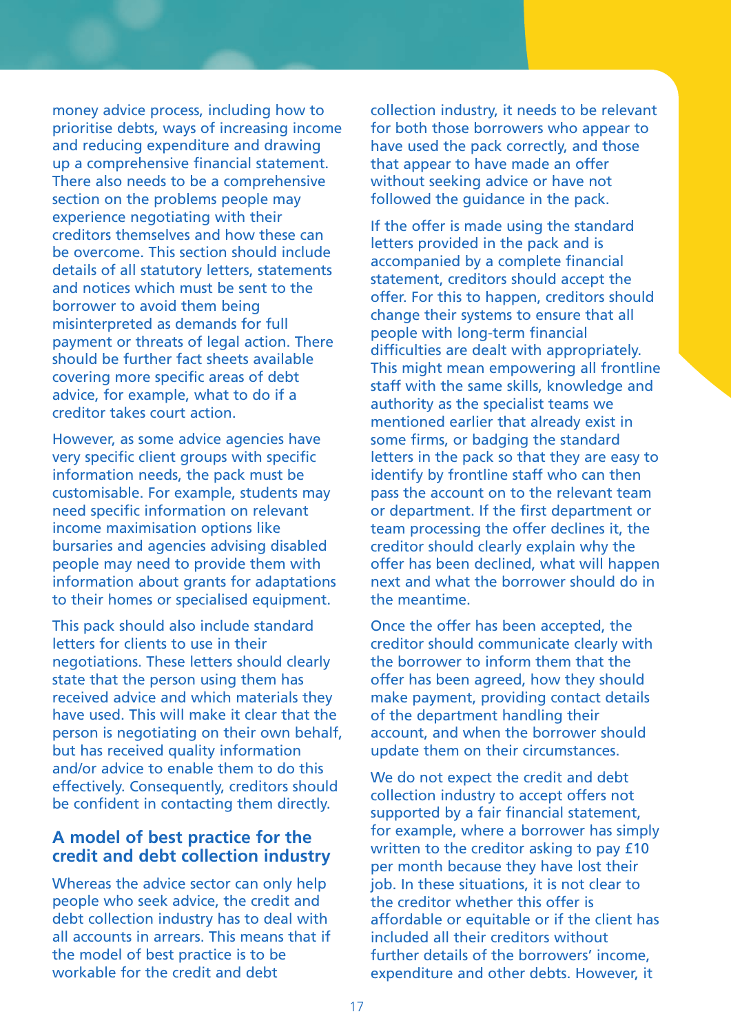money advice process, including how to prioritise debts, ways of increasing income and reducing expenditure and drawing up a comprehensive financial statement. There also needs to be a comprehensive section on the problems people may experience negotiating with their creditors themselves and how these can be overcome. This section should include details of all statutory letters, statements and notices which must be sent to the borrower to avoid them being misinterpreted as demands for full payment or threats of legal action. There should be further fact sheets available covering more specific areas of debt advice, for example, what to do if a creditor takes court action.

However, as some advice agencies have very specific client groups with specific information needs, the pack must be customisable. For example, students may need specific information on relevant income maximisation options like bursaries and agencies advising disabled people may need to provide them with information about grants for adaptations to their homes or specialised equipment.

This pack should also include standard letters for clients to use in their negotiations. These letters should clearly state that the person using them has received advice and which materials they have used. This will make it clear that the person is negotiating on their own behalf, but has received quality information and/or advice to enable them to do this effectively. Consequently, creditors should be confident in contacting them directly.

## A model of best practice for the credit and debt collection industry

Whereas the advice sector can only help people who seek advice, the credit and debt collection industry has to deal with all accounts in arrears. This means that if the model of best practice is to be workable for the credit and debt collection industry, it needs to be relevant for both those borrowers who appear to have used the pack correctly, and those that appear to have made an offer without seeking advice or have not followed the guidance in the pack.

If the offer is made using the standard letters provided in the pack and is accompanied by a complete financial statement, creditors should accept the offer. For this to happen, creditors should change their systems to ensure that all people with long-term financial difficulties are dealt with appropriately. This might mean empowering all frontline staff with the same skills, knowledge and authority as the specialist teams we mentioned earlier that already exist in some firms, or badging the standard letters in the pack so that they are easy to identify by frontline staff who can then pass the account on to the relevant team or department. If the first department or team processing the offer declines it, the creditor should clearly explain why the offer has been declined, what will happen next and what the borrower should do in the meantime.

Once the offer has been accepted, the creditor should communicate clearly with the borrower to inform them that the offer has been agreed, how they should make payment, providing contact details of the department handling their account, and when the borrower should update them on their circumstances.

We do not expect the credit and debt collection industry to accept offers not supported by a fair financial statement, for example, where a borrower has simply written to the creditor asking to pay £10 per month because they have lost their job. In these situations, it is not clear to the creditor whether this offer is affordable or equitable or if the client has included all their creditors without further details of the borrowers' income, expenditure and other debts. However, it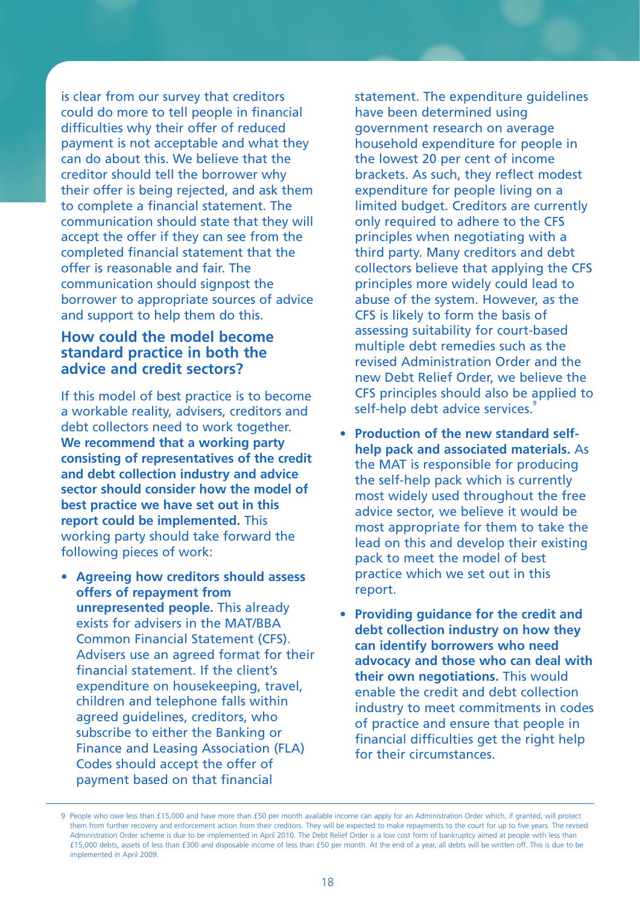is clear from our survey that creditors could do more to tell people in financial difficulties why their offer of reduced payment is not acceptable and what they can do about this. We believe that the creditor should tell the borrower why their offer is being rejected, and ask them to complete a financial statement. The communication should state that they will accept the offer if they can see from the completed financial statement that the offer is reasonable and fair. The communication should signpost the borrower to appropriate sources of advice and support to help them do this.

## How could the model become standard practice in both the advice and credit sectors?

If this model of best practice is to become a workable reality, advisers, creditors and debt collectors need to work together. **We recommend that a working party consisting of representatives of the credit and debt collection industry and advice sector should consider how the model of best practice we have set out in this report could be implemented.** This working party should take forward the following pieces of work:

- **Agreeing how creditors should assess offers of repayment from unrepresented people.** This already exists for advisers in the MAT/BBA Common Financial Statement (CFS). Advisers use an agreed format for their financial statement. If the client's expenditure on housekeeping, travel, children and telephone falls within agreed guidelines, creditors, who subscribe to either the Banking or Finance and Leasing Association (FLA) Codes should accept the offer of payment based on that financial statement. The expenditure guidelines have been determined using government research on average household expenditure for people in the lowest 20 per cent of income brackets. As such, they reflect modest expenditure for people living on a limited budget. Creditors are currently only required to adhere to the CFS principles when negotiating with a third party. Many creditors and debt collectors believe that applying the CFS principles more widely could lead to abuse of the system. However, as the CFS is likely to form the basis of assessing suitability for court-based multiple debt remedies such as the revised Administration Order and the new Debt Relief Order, we believe the CFS principles should also be applied to self-help debt advice services.[9]
- **Production of the new standard self-help pack and associated materials.** As the MAT is responsible for producing the self-help pack which is currently most widely used throughout the free advice sector, we believe it would be most appropriate for them to take the lead on this and develop their existing pack to meet the model of best practice which we set out in this report.
- **Providing guidance for the credit and debt collection industry on how they can identify borrowers who need advocacy and those who can deal with their own negotiations.** This would enable the credit and debt collection industry to meet commitments in codes of practice and ensure that people in financial difficulties get the right help for their circumstances.

9 People who owe less than £15,000 and have more than £50 per month available income can apply for an Administration Order which, if granted, will protect them from further recovery and enforcement action from their creditors. They will be expected to make repayments to the court for up to five years. The revised Administration Order scheme is due to be implemented in April 2010. The Debt Relief Order is a low cost form of bankruptcy aimed at people with less than £15,000 debts, assets of less than £300 and disposable income of less than £50 per month. At the end of a year, all debts will be written off. This is due to be implemented in April 2009.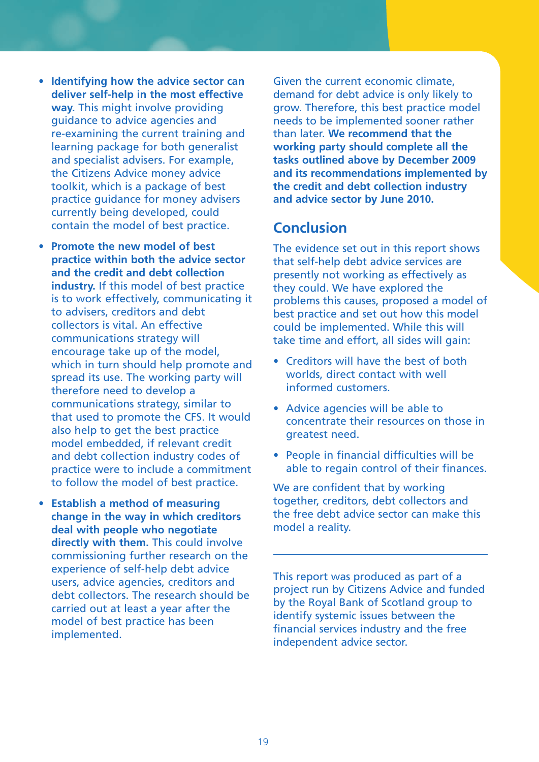- **Identifying how the advice sector can deliver self-help in the most effective way.** This might involve providing guidance to advice agencies and re-examining the current training and learning package for both generalist and specialist advisers. For example, the Citizens Advice money advice toolkit, which is a package of best practice guidance for money advisers currently being developed, could contain the model of best practice.
- **Promote the new model of best practice within both the advice sector and the credit and debt collection industry.** If this model of best practice is to work effectively, communicating it to advisers, creditors and debt collectors is vital. An effective communications strategy will encourage take up of the model, which in turn should help promote and spread its use. The working party will therefore need to develop a communications strategy, similar to that used to promote the CFS. It would also help to get the best practice model embedded, if relevant credit and debt collection industry codes of practice were to include a commitment to follow the model of best practice.
- **Establish a method of measuring change in the way in which creditors deal with people who negotiate directly with them.** This could involve commissioning further research on the experience of self-help debt advice users, advice agencies, creditors and debt collectors. The research should be carried out at least a year after the model of best practice has been implemented.

Given the current economic climate, demand for debt advice is only likely to grow. Therefore, this best practice model needs to be implemented sooner rather than later. **We recommend that the working party should complete all the tasks outlined above by December 2009 and its recommendations implemented by the credit and debt collection industry and advice sector by June 2010.**

## Conclusion

The evidence set out in this report shows that self-help debt advice services are presently not working as effectively as they could. We have explored the problems this causes, proposed a model of best practice and set out how this model could be implemented. While this will take time and effort, all sides will gain:

- Creditors will have the best of both worlds, direct contact with well informed customers.
- Advice agencies will be able to concentrate their resources on those in greatest need.
- People in financial difficulties will be able to regain control of their finances.

We are confident that by working together, creditors, debt collectors and the free debt advice sector can make this model a reality.

---

This report was produced as part of a project run by Citizens Advice and funded by the Royal Bank of Scotland group to identify systemic issues between the financial services industry and the free independent advice sector.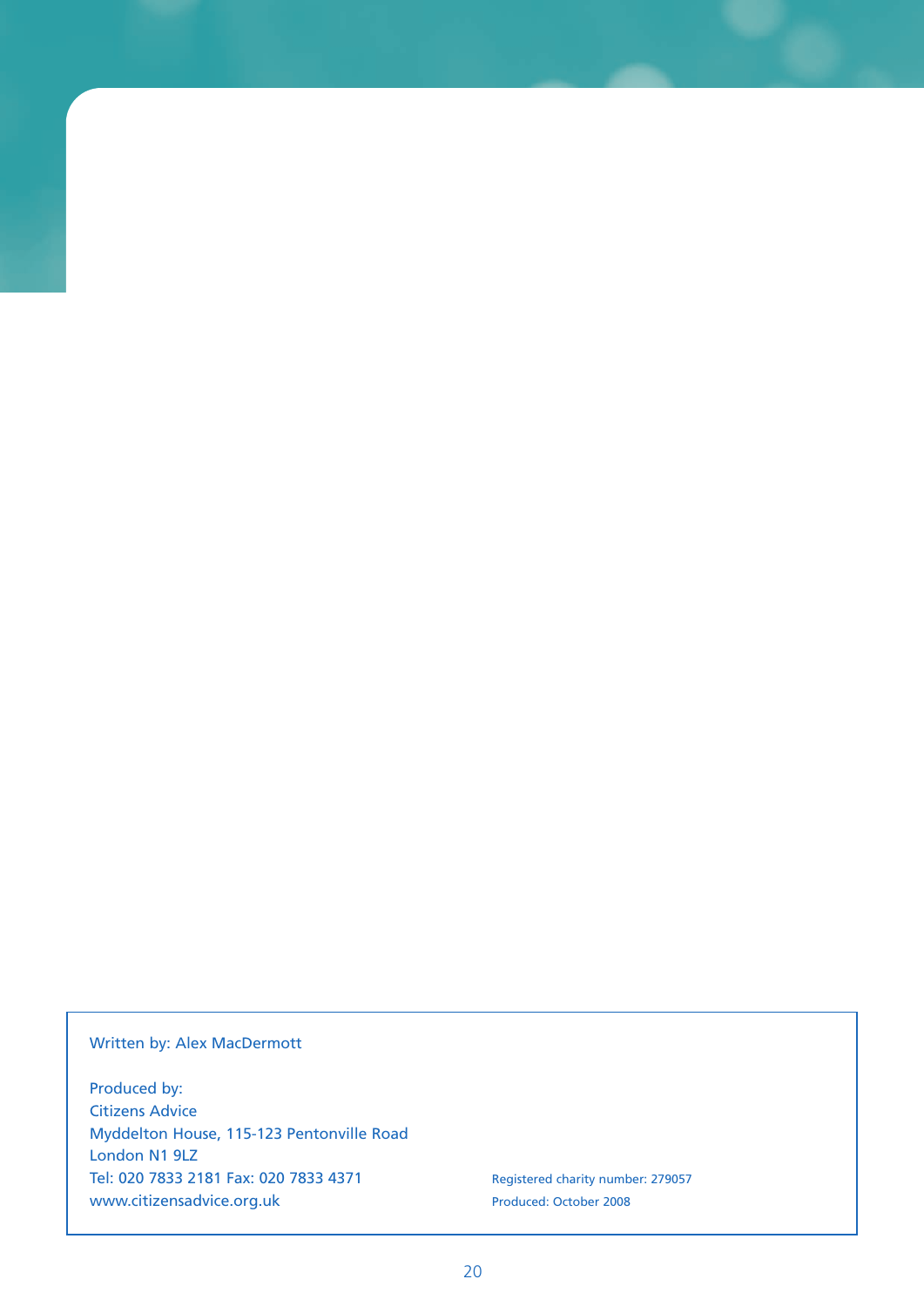Written by: Alex MacDermott

Produced by:
Citizens Advice
Myddelton House, 115-123 Pentonville Road
London N1 9LZ
Tel: 020 7833 2181 Fax: 020 7833 4371
www.citizensadvice.org.uk

Registered charity number: 279057
Produced: October 2008